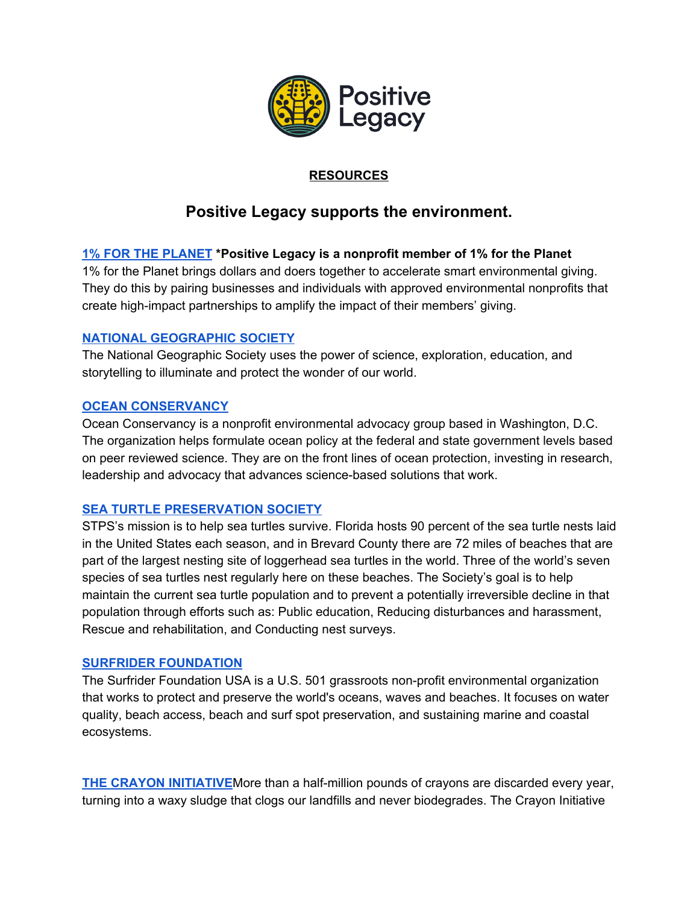Positive Legacy

**RESOURCES**

## Positive Legacy supports the environment.

**1% FOR THE PLANET** ***Positive Legacy is a nonprofit member of 1% for the Planet**
1% for the Planet brings dollars and doers together to accelerate smart environmental giving. They do this by pairing businesses and individuals with approved environmental nonprofits that create high-impact partnerships to amplify the impact of their members' giving.

**NATIONAL GEOGRAPHIC SOCIETY**
The National Geographic Society uses the power of science, exploration, education, and storytelling to illuminate and protect the wonder of our world.

**OCEAN CONSERVANCY**
Ocean Conservancy is a nonprofit environmental advocacy group based in Washington, D.C. The organization helps formulate ocean policy at the federal and state government levels based on peer reviewed science. They are on the front lines of ocean protection, investing in research, leadership and advocacy that advances science-based solutions that work.

**SEA TURTLE PRESERVATION SOCIETY**
STPS's mission is to help sea turtles survive. Florida hosts 90 percent of the sea turtle nests laid in the United States each season, and in Brevard County there are 72 miles of beaches that are part of the largest nesting site of loggerhead sea turtles in the world. Three of the world's seven species of sea turtles nest regularly here on these beaches. The Society's goal is to help maintain the current sea turtle population and to prevent a potentially irreversible decline in that population through efforts such as: Public education, Reducing disturbances and harassment, Rescue and rehabilitation, and Conducting nest surveys.

**SURFRIDER FOUNDATION**
The Surfrider Foundation USA is a U.S. 501 grassroots non-profit environmental organization that works to protect and preserve the world's oceans, waves and beaches. It focuses on water quality, beach access, beach and surf spot preservation, and sustaining marine and coastal ecosystems.

**THE CRAYON INITIATIVE**More than a half-million pounds of crayons are discarded every year, turning into a waxy sludge that clogs our landfills and never biodegrades. The Crayon Initiative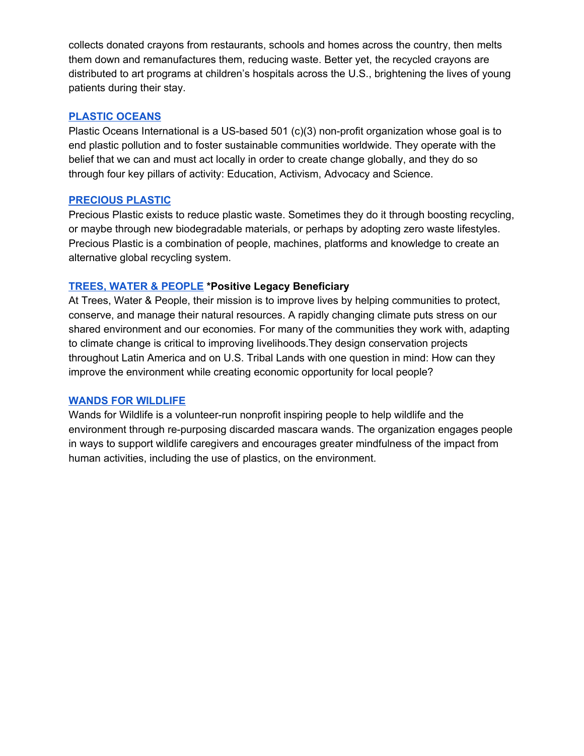collects donated crayons from restaurants, schools and homes across the country, then melts them down and remanufactures them, reducing waste. Better yet, the recycled crayons are distributed to art programs at children's hospitals across the U.S., brightening the lives of young patients during their stay.

**PLASTIC OCEANS**

Plastic Oceans International is a US-based 501 (c)(3) non-profit organization whose goal is to end plastic pollution and to foster sustainable communities worldwide. They operate with the belief that we can and must act locally in order to create change globally, and they do so through four key pillars of activity: Education, Activism, Advocacy and Science.

**PRECIOUS PLASTIC**

Precious Plastic exists to reduce plastic waste. Sometimes they do it through boosting recycling, or maybe through new biodegradable materials, or perhaps by adopting zero waste lifestyles. Precious Plastic is a combination of people, machines, platforms and knowledge to create an alternative global recycling system.

**TREES, WATER & PEOPLE** ***Positive Legacy Beneficiary**

At Trees, Water & People, their mission is to improve lives by helping communities to protect, conserve, and manage their natural resources. A rapidly changing climate puts stress on our shared environment and our economies. For many of the communities they work with, adapting to climate change is critical to improving livelihoods.They design conservation projects throughout Latin America and on U.S. Tribal Lands with one question in mind: How can they improve the environment while creating economic opportunity for local people?

**WANDS FOR WILDLIFE**

Wands for Wildlife is a volunteer-run nonprofit inspiring people to help wildlife and the environment through re-purposing discarded mascara wands. The organization engages people in ways to support wildlife caregivers and encourages greater mindfulness of the impact from human activities, including the use of plastics, on the environment.